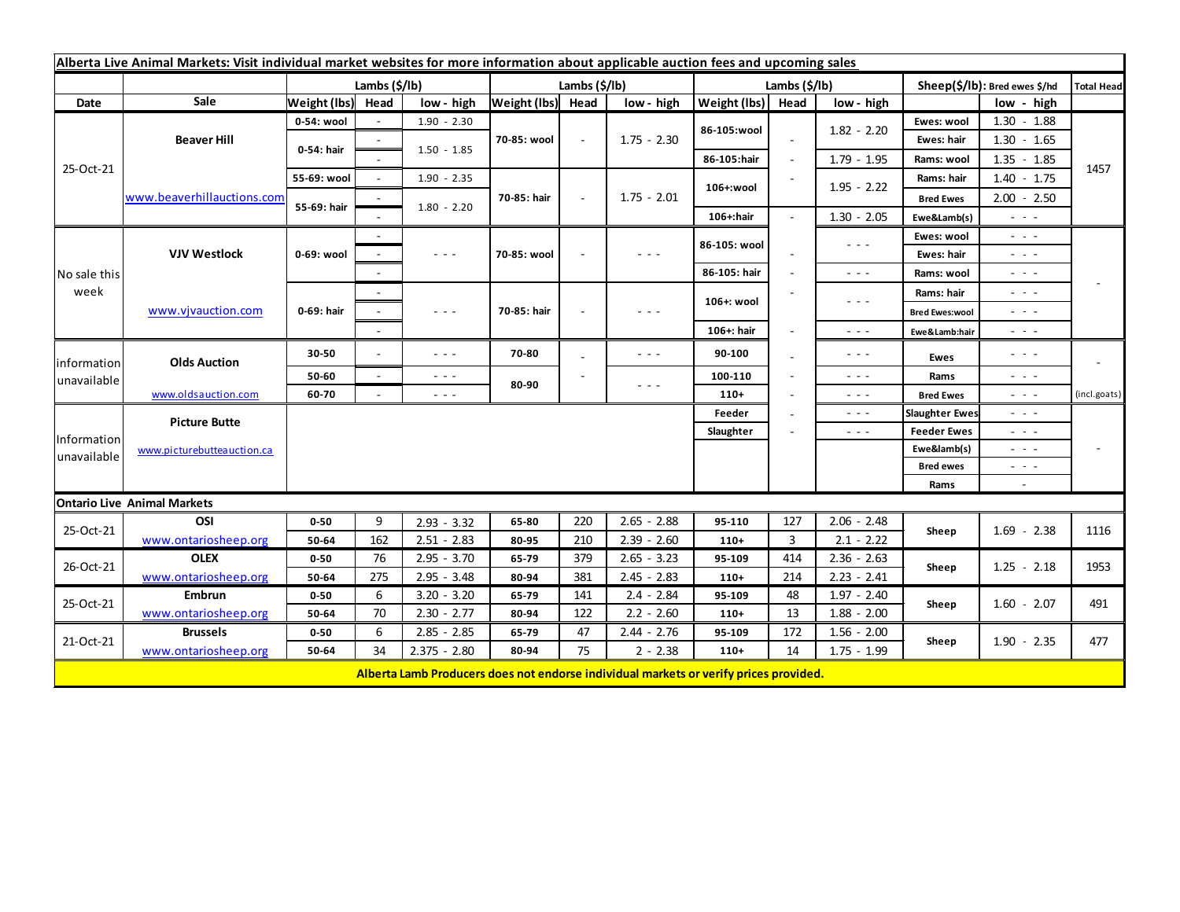**Alberta Live Animal Markets: Visit individual market websites for more information about applicable auction fees and upcoming sales**

| Date | Sale | Lambs ($/lb) Weight (lbs) | Head | low - high | Lambs ($/lb) Weight (lbs) | Head | low - high | Lambs ($/lb) Weight (lbs) | Head | low - high | Sheep($/lb): Bred ewes $/hd | low - high | Total Head |
|---|---|---|---|---|---|---|---|---|---|---|---|---|---|
| 25-Oct-21 | Beaver Hill www.beaverhillauctions.com | 0-54: wool | - | 1.90 - 2.30 | 70-85: wool | - | 1.75 - 2.30 | 86-105:wool | - | 1.82 - 2.20 | Ewes: wool | 1.30 - 1.88 | 1457 |
| | | 0-54: hair | - | 1.50 - 1.85 | | | | | | | Ewes: hair | 1.30 - 1.65 | |
| | | | - | | | | | 86-105:hair | - | 1.79 - 1.95 | Rams: wool | 1.35 - 1.85 | |
| | | 55-69: wool | - | 1.90 - 2.35 | 70-85: hair | - | 1.75 - 2.01 | 106+:wool | - | 1.95 - 2.22 | Rams: hair | 1.40 - 1.75 | |
| | | 55-69: hair | - | 1.80 - 2.20 | | | | | | | Bred Ewes | 2.00 - 2.50 | |
| | | | - | | | | | 106+:hair | - | 1.30 - 2.05 | Ewe&Lamb(s) | - - - | |
| No sale this week | VJV Westlock www.vjvauction.com | 0-69: wool | - | - - - | 70-85: wool | - | - - - | 86-105: wool | - | - - - | Ewes: wool | - - - | - |
| | | | - | | | | | | | | Ewes: hair | - - - | |
| | | | - | | | | | 86-105: hair | - | - - - | Rams: wool | - - - | |
| | | 0-69: hair | - | - - - | 70-85: hair | - | - - - | 106+: wool | - | - - - | Rams: hair | - - - | |
| | | | - | | | | | | | | Bred Ewes:wool | - - - | |
| | | | - | | | | | 106+: hair | - | - - - | Ewe&Lamb:hair | - - - | |
| information unavailable | Olds Auction www.oldsauction.com | 30-50 | - | - - - | 70-80 | - | - - - | 90-100 | - | - - - | Ewes | - - - | - |
| | | 50-60 | - | - - - | 80-90 | - | - - - | 100-110 | - | - - - | Rams | - - - | |
| | | 60-70 | - | - - - | | | | 110+ | - | - - - | Bred Ewes | - - - | (incl.goats) |
| Information unavailable | Picture Butte www.picturebutteauction.ca | | | | | | | Feeder | - | - - - | Slaughter Ewes | - - - | - |
| | | | | | | | | Slaughter | - | - - - | Feeder Ewes | - - - | |
| | | | | | | | | | | | Ewe&lamb(s) | - - - | |
| | | | | | | | | | | | Bred ewes | - - - | |
| | | | | | | | | | | | Rams | - | |
| **Ontario Live Animal Markets** | | | | | | | | | | | | | |
| 25-Oct-21 | OSI www.ontariosheep.org | 0-50 | 9 | 2.93 - 3.32 | 65-80 | 220 | 2.65 - 2.88 | 95-110 | 127 | 2.06 - 2.48 | Sheep | 1.69 - 2.38 | 1116 |
| | | 50-64 | 162 | 2.51 - 2.83 | 80-95 | 210 | 2.39 - 2.60 | 110+ | 3 | 2.1 - 2.22 | | | |
| 26-Oct-21 | OLEX www.ontariosheep.org | 0-50 | 76 | 2.95 - 3.70 | 65-79 | 379 | 2.65 - 3.23 | 95-109 | 414 | 2.36 - 2.63 | Sheep | 1.25 - 2.18 | 1953 |
| | | 50-64 | 275 | 2.95 - 3.48 | 80-94 | 381 | 2.45 - 2.83 | 110+ | 214 | 2.23 - 2.41 | | | |
| 25-Oct-21 | Embrun www.ontariosheep.org | 0-50 | 6 | 3.20 - 3.20 | 65-79 | 141 | 2.4 - 2.84 | 95-109 | 48 | 1.97 - 2.40 | Sheep | 1.60 - 2.07 | 491 |
| | | 50-64 | 70 | 2.30 - 2.77 | 80-94 | 122 | 2.2 - 2.60 | 110+ | 13 | 1.88 - 2.00 | | | |
| 21-Oct-21 | Brussels www.ontariosheep.org | 0-50 | 6 | 2.85 - 2.85 | 65-79 | 47 | 2.44 - 2.76 | 95-109 | 172 | 1.56 - 2.00 | Sheep | 1.90 - 2.35 | 477 |
| | | 50-64 | 34 | 2.375 - 2.80 | 80-94 | 75 | 2 - 2.38 | 110+ | 14 | 1.75 - 1.99 | | | |

**Alberta Lamb Producers does not endorse individual markets or verify prices provided.**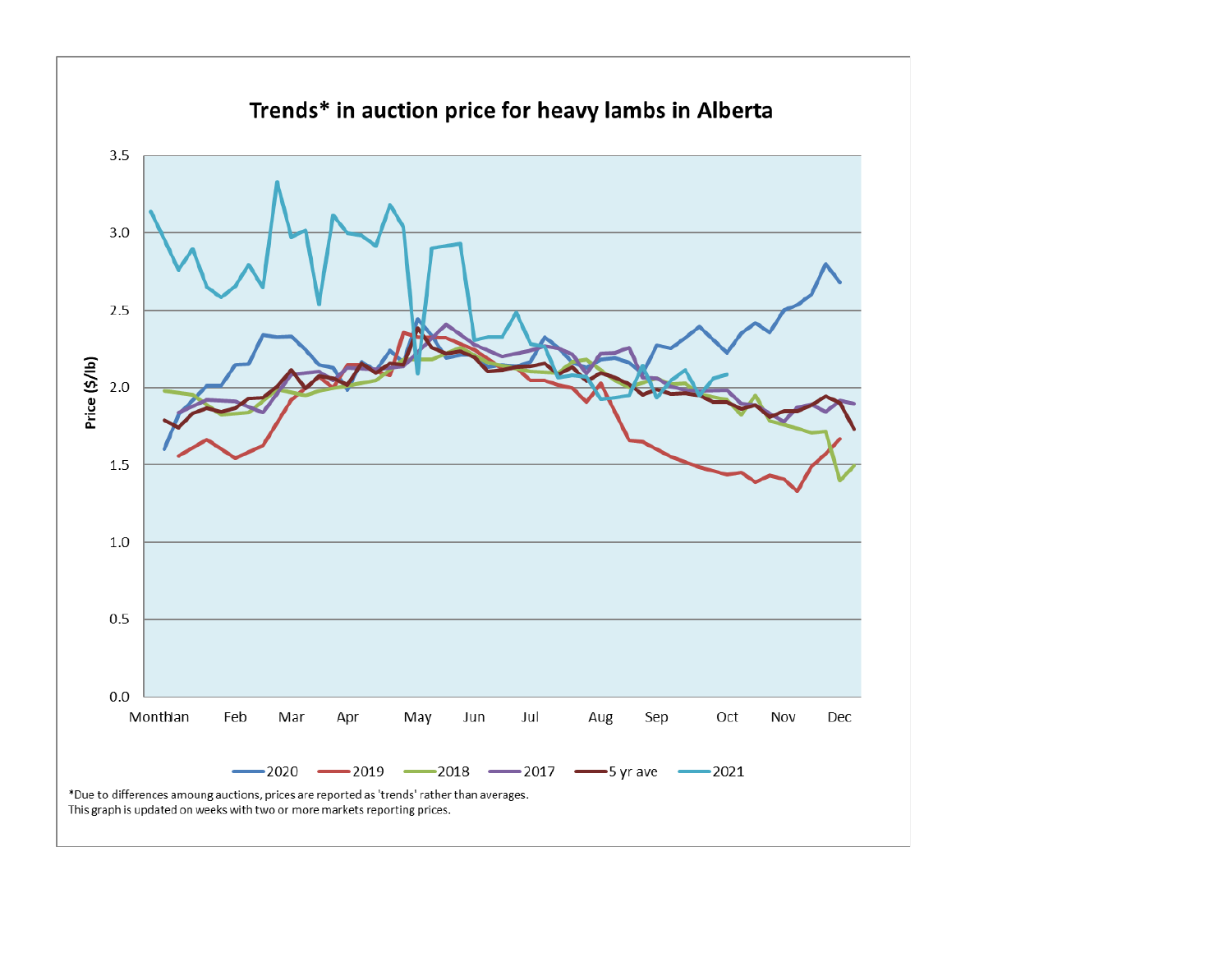## Trends* in auction price for heavy lambs in Alberta

Price ($/lb)

3.5
3.0
2.5
2.0
1.5
1.0
0.5
0.0

Month Jan Feb Mar Apr May Jun Jul Aug Sep Oct Nov Dec

2020 2019 2018 2017 5 yr ave 2021

*Due to differences amoung auctions, prices are reported as 'trends' rather than averages.
This graph is updated on weeks with two or more markets reporting prices.